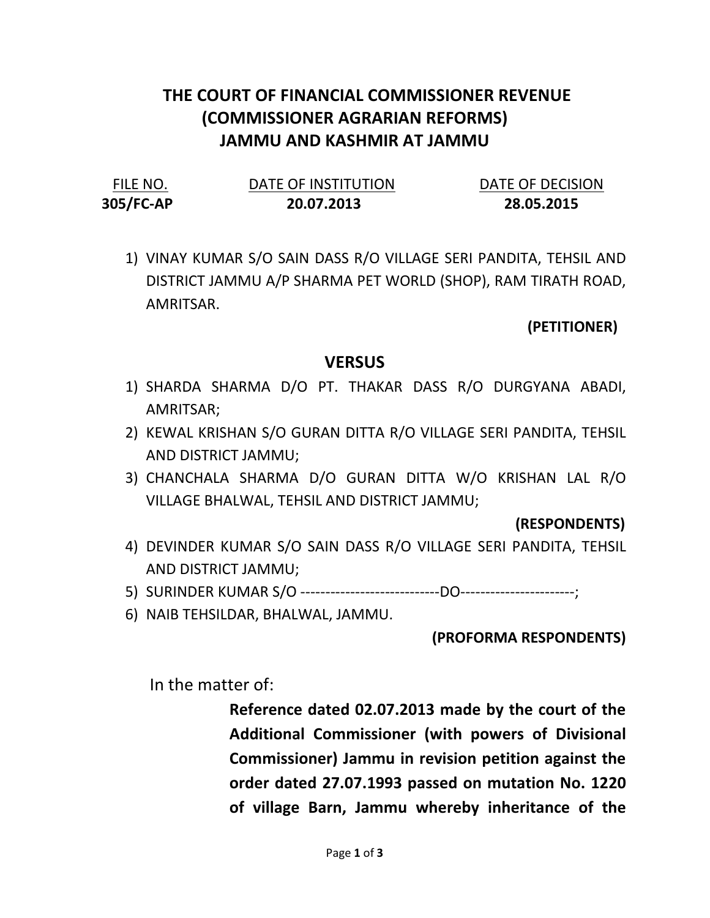# THE COURT OF FINANCIAL COMMISSIONER REVENUE (COMMISSIONER AGRARIAN REFORMS) JAMMU AND KASHMIR AT JAMMU

| FILE NO. | DATE OF INSTITUTION | DATE OF DECISION |
| --- | --- | --- |
| **305/FC-AP** | **20.07.2013** | **28.05.2015** |

1) VINAY KUMAR S/O SAIN DASS R/O VILLAGE SERI PANDITA, TEHSIL AND DISTRICT JAMMU A/P SHARMA PET WORLD (SHOP), RAM TIRATH ROAD, AMRITSAR.

**(PETITIONER)**

## VERSUS

1) SHARDA SHARMA D/O PT. THAKAR DASS R/O DURGYANA ABADI, AMRITSAR;
2) KEWAL KRISHAN S/O GURAN DITTA R/O VILLAGE SERI PANDITA, TEHSIL AND DISTRICT JAMMU;
3) CHANCHALA SHARMA D/O GURAN DITTA W/O KRISHAN LAL R/O VILLAGE BHALWAL, TEHSIL AND DISTRICT JAMMU;

**(RESPONDENTS)**

4) DEVINDER KUMAR S/O SAIN DASS R/O VILLAGE SERI PANDITA, TEHSIL AND DISTRICT JAMMU;
5) SURINDER KUMAR S/O ----------------------------DO-----------------------;
6) NAIB TEHSILDAR, BHALWAL, JAMMU.

**(PROFORMA RESPONDENTS)**

In the matter of:

**Reference dated 02.07.2013 made by the court of the Additional Commissioner (with powers of Divisional Commissioner) Jammu in revision petition against the order dated 27.07.1993 passed on mutation No. 1220 of village Barn, Jammu whereby inheritance of the**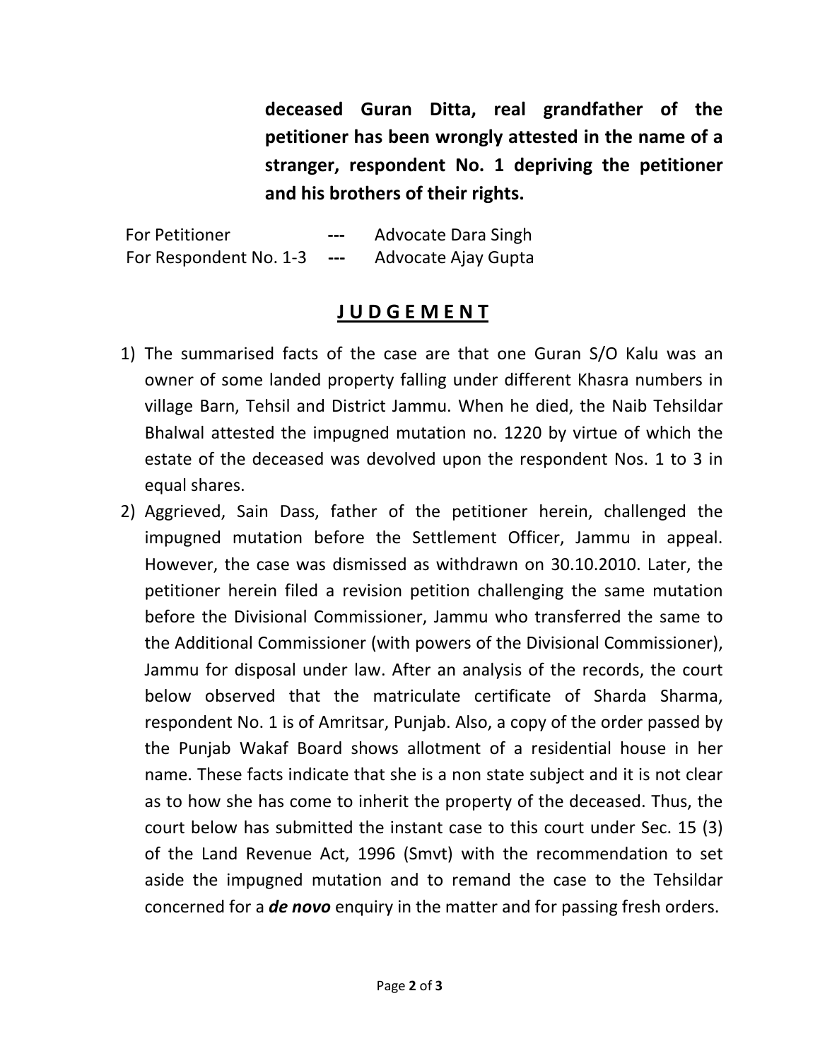**deceased Guran Ditta, real grandfather of the petitioner has been wrongly attested in the name of a stranger, respondent No. 1 depriving the petitioner and his brothers of their rights.**

| | | |
|---|---|---|
| For Petitioner | --- | Advocate Dara Singh |
| For Respondent No. 1-3 | --- | Advocate Ajay Gupta |

## **J U D G E M E N T**

1) The summarised facts of the case are that one Guran S/O Kalu was an owner of some landed property falling under different Khasra numbers in village Barn, Tehsil and District Jammu. When he died, the Naib Tehsildar Bhalwal attested the impugned mutation no. 1220 by virtue of which the estate of the deceased was devolved upon the respondent Nos. 1 to 3 in equal shares.

2) Aggrieved, Sain Dass, father of the petitioner herein, challenged the impugned mutation before the Settlement Officer, Jammu in appeal. However, the case was dismissed as withdrawn on 30.10.2010. Later, the petitioner herein filed a revision petition challenging the same mutation before the Divisional Commissioner, Jammu who transferred the same to the Additional Commissioner (with powers of the Divisional Commissioner), Jammu for disposal under law. After an analysis of the records, the court below observed that the matriculate certificate of Sharda Sharma, respondent No. 1 is of Amritsar, Punjab. Also, a copy of the order passed by the Punjab Wakaf Board shows allotment of a residential house in her name. These facts indicate that she is a non state subject and it is not clear as to how she has come to inherit the property of the deceased. Thus, the court below has submitted the instant case to this court under Sec. 15 (3) of the Land Revenue Act, 1996 (Smvt) with the recommendation to set aside the impugned mutation and to remand the case to the Tehsildar concerned for a ***de novo*** enquiry in the matter and for passing fresh orders.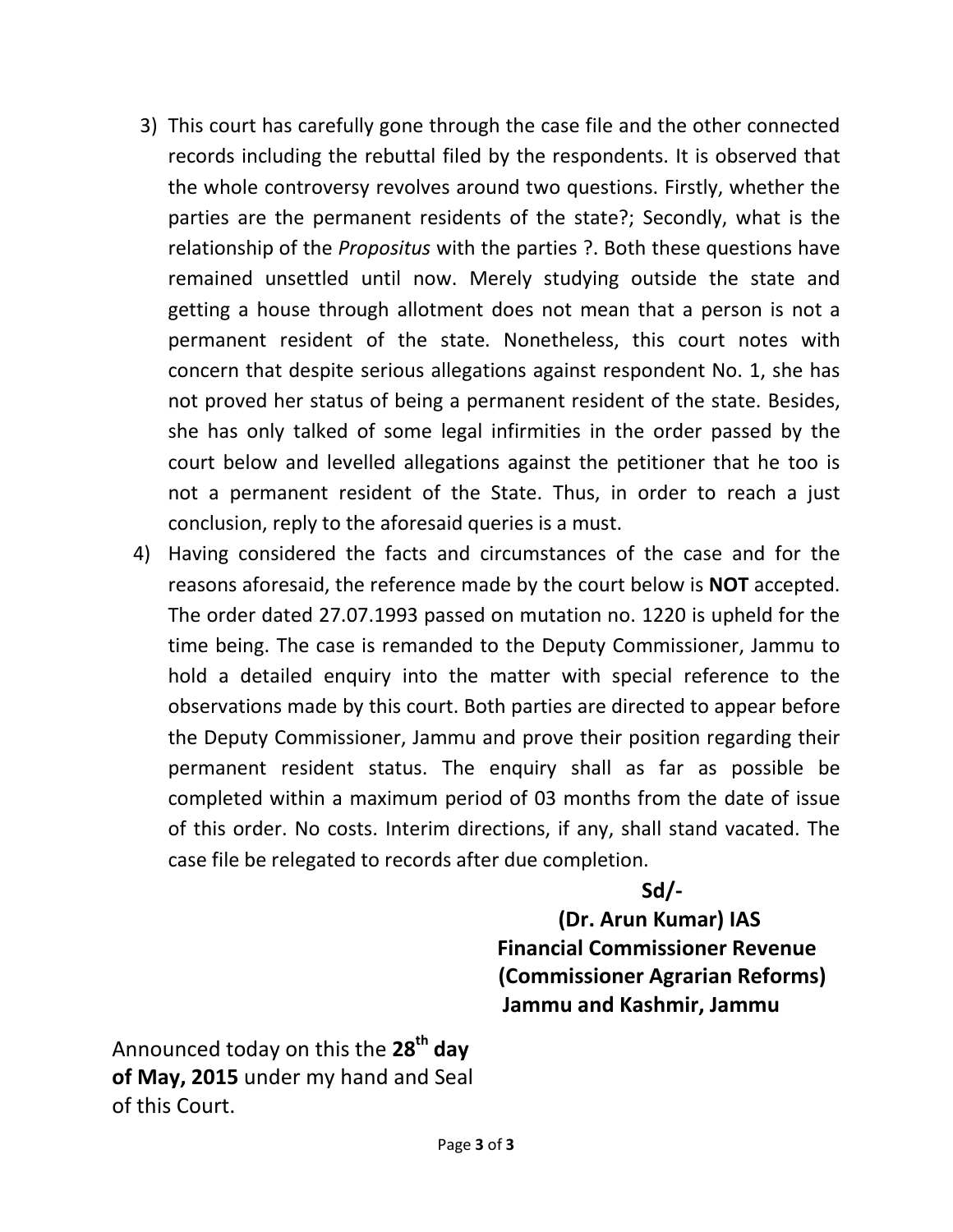3) This court has carefully gone through the case file and the other connected records including the rebuttal filed by the respondents. It is observed that the whole controversy revolves around two questions. Firstly, whether the parties are the permanent residents of the state?; Secondly, what is the relationship of the *Propositus* with the parties ?. Both these questions have remained unsettled until now. Merely studying outside the state and getting a house through allotment does not mean that a person is not a permanent resident of the state. Nonetheless, this court notes with concern that despite serious allegations against respondent No. 1, she has not proved her status of being a permanent resident of the state. Besides, she has only talked of some legal infirmities in the order passed by the court below and levelled allegations against the petitioner that he too is not a permanent resident of the State. Thus, in order to reach a just conclusion, reply to the aforesaid queries is a must.

4) Having considered the facts and circumstances of the case and for the reasons aforesaid, the reference made by the court below is **NOT** accepted. The order dated 27.07.1993 passed on mutation no. 1220 is upheld for the time being. The case is remanded to the Deputy Commissioner, Jammu to hold a detailed enquiry into the matter with special reference to the observations made by this court. Both parties are directed to appear before the Deputy Commissioner, Jammu and prove their position regarding their permanent resident status. The enquiry shall as far as possible be completed within a maximum period of 03 months from the date of issue of this order. No costs. Interim directions, if any, shall stand vacated. The case file be relegated to records after due completion.

**Sd/-**

**(Dr. Arun Kumar) IAS**
**Financial Commissioner Revenue**
**(Commissioner Agrarian Reforms)**
**Jammu and Kashmir, Jammu**

Announced today on this the **28th day of May, 2015** under my hand and Seal of this Court.